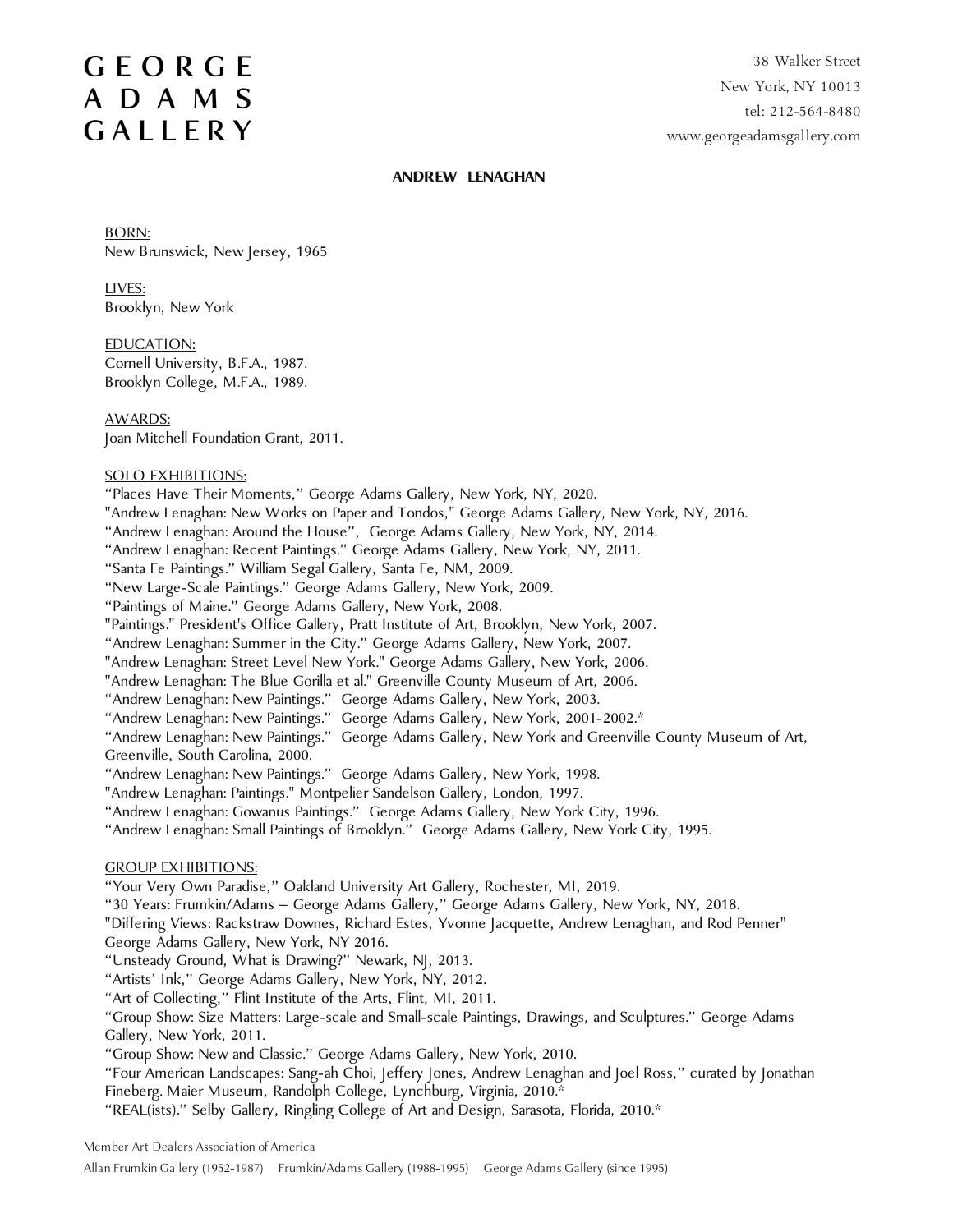# GEORGE ADAMS GALLERY

38 Walker Street
New York, NY 10013
tel: 212-564-8480
www.georgeadamsgallery.com

**ANDREW LENAGHAN**

BORN:
New Brunswick, New Jersey, 1965

LIVES:
Brooklyn, New York

EDUCATION:
Cornell University, B.F.A., 1987.
Brooklyn College, M.F.A., 1989.

AWARDS:
Joan Mitchell Foundation Grant, 2011.

SOLO EXHIBITIONS:
"Places Have Their Moments," George Adams Gallery, New York, NY, 2020.
"Andrew Lenaghan: New Works on Paper and Tondos," George Adams Gallery, New York, NY, 2016.
"Andrew Lenaghan: Around the House", George Adams Gallery, New York, NY, 2014.
"Andrew Lenaghan: Recent Paintings." George Adams Gallery, New York, NY, 2011.
"Santa Fe Paintings." William Segal Gallery, Santa Fe, NM, 2009.
"New Large-Scale Paintings." George Adams Gallery, New York, 2009.
"Paintings of Maine." George Adams Gallery, New York, 2008.
"Paintings." President's Office Gallery, Pratt Institute of Art, Brooklyn, New York, 2007.
"Andrew Lenaghan: Summer in the City." George Adams Gallery, New York, 2007.
"Andrew Lenaghan: Street Level New York." George Adams Gallery, New York, 2006.
"Andrew Lenaghan: The Blue Gorilla et al." Greenville County Museum of Art, 2006.
"Andrew Lenaghan: New Paintings." George Adams Gallery, New York, 2003.
"Andrew Lenaghan: New Paintings." George Adams Gallery, New York, 2001-2002.*
"Andrew Lenaghan: New Paintings." George Adams Gallery, New York and Greenville County Museum of Art, Greenville, South Carolina, 2000.
"Andrew Lenaghan: New Paintings." George Adams Gallery, New York, 1998.
"Andrew Lenaghan: Paintings." Montpelier Sandelson Gallery, London, 1997.
"Andrew Lenaghan: Gowanus Paintings." George Adams Gallery, New York City, 1996.
"Andrew Lenaghan: Small Paintings of Brooklyn." George Adams Gallery, New York City, 1995.

GROUP EXHIBITIONS:
"Your Very Own Paradise," Oakland University Art Gallery, Rochester, MI, 2019.
"30 Years: Frumkin/Adams – George Adams Gallery," George Adams Gallery, New York, NY, 2018.
"Differing Views: Rackstraw Downes, Richard Estes, Yvonne Jacquette, Andrew Lenaghan, and Rod Penner" George Adams Gallery, New York, NY 2016.
"Unsteady Ground, What is Drawing?" Newark, NJ, 2013.
"Artists' Ink," George Adams Gallery, New York, NY, 2012.
"Art of Collecting," Flint Institute of the Arts, Flint, MI, 2011.
"Group Show: Size Matters: Large-scale and Small-scale Paintings, Drawings, and Sculptures." George Adams Gallery, New York, 2011.
"Group Show: New and Classic." George Adams Gallery, New York, 2010.
"Four American Landscapes: Sang-ah Choi, Jeffery Jones, Andrew Lenaghan and Joel Ross," curated by Jonathan Fineberg. Maier Museum, Randolph College, Lynchburg, Virginia, 2010.*
"REAL(ists)." Selby Gallery, Ringling College of Art and Design, Sarasota, Florida, 2010.*

Member Art Dealers Association of America
Allan Frumkin Gallery (1952-1987) Frumkin/Adams Gallery (1988-1995) George Adams Gallery (since 1995)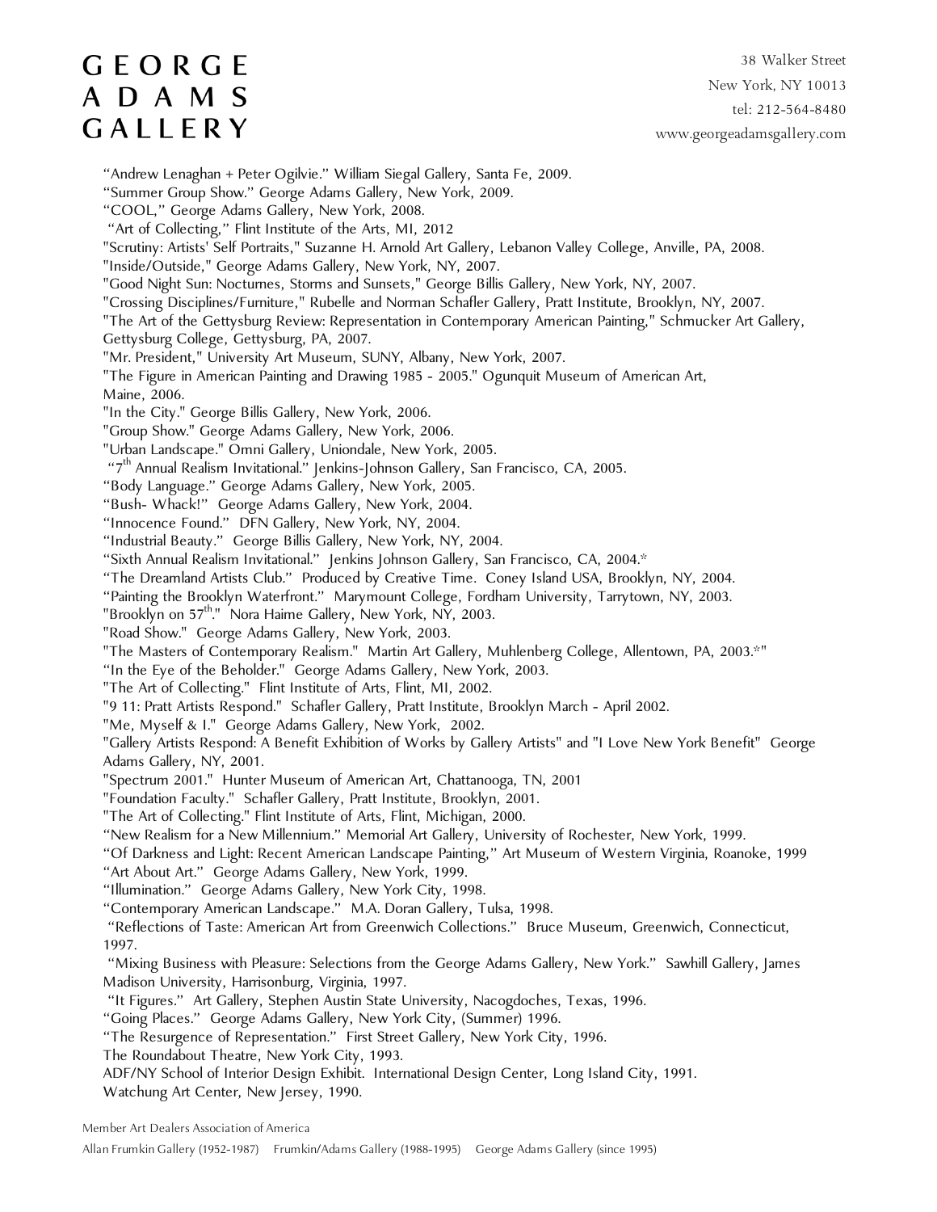"Andrew Lenaghan + Peter Ogilvie." William Siegal Gallery, Santa Fe, 2009.
"Summer Group Show." George Adams Gallery, New York, 2009.
"COOL," George Adams Gallery, New York, 2008.
"Art of Collecting," Flint Institute of the Arts, MI, 2012
"Scrutiny: Artists' Self Portraits," Suzanne H. Arnold Art Gallery, Lebanon Valley College, Anville, PA, 2008.
"Inside/Outside," George Adams Gallery, New York, NY, 2007.
"Good Night Sun: Nocturnes, Storms and Sunsets," George Billis Gallery, New York, NY, 2007.
"Crossing Disciplines/Furniture," Rubelle and Norman Schafler Gallery, Pratt Institute, Brooklyn, NY, 2007.
"The Art of the Gettysburg Review: Representation in Contemporary American Painting," Schmucker Art Gallery, Gettysburg College, Gettysburg, PA, 2007.
"Mr. President," University Art Museum, SUNY, Albany, New York, 2007.
"The Figure in American Painting and Drawing 1985 - 2005." Ogunquit Museum of American Art, Maine, 2006.
"In the City." George Billis Gallery, New York, 2006.
"Group Show." George Adams Gallery, New York, 2006.
"Urban Landscape." Omni Gallery, Uniondale, New York, 2005.
"7th Annual Realism Invitational." Jenkins-Johnson Gallery, San Francisco, CA, 2005.
"Body Language." George Adams Gallery, New York, 2005.
"Bush- Whack!" George Adams Gallery, New York, 2004.
"Innocence Found." DFN Gallery, New York, NY, 2004.
"Industrial Beauty." George Billis Gallery, New York, NY, 2004.
"Sixth Annual Realism Invitational." Jenkins Johnson Gallery, San Francisco, CA, 2004.*
"The Dreamland Artists Club." Produced by Creative Time. Coney Island USA, Brooklyn, NY, 2004.
"Painting the Brooklyn Waterfront." Marymount College, Fordham University, Tarrytown, NY, 2003.
"Brooklyn on 57th." Nora Haime Gallery, New York, NY, 2003.
"Road Show." George Adams Gallery, New York, 2003.
"The Masters of Contemporary Realism." Martin Art Gallery, Muhlenberg College, Allentown, PA, 2003.*"
"In the Eye of the Beholder." George Adams Gallery, New York, 2003.
"The Art of Collecting." Flint Institute of Arts, Flint, MI, 2002.
"9 11: Pratt Artists Respond." Schafler Gallery, Pratt Institute, Brooklyn March - April 2002.
"Me, Myself & I." George Adams Gallery, New York, 2002.
"Gallery Artists Respond: A Benefit Exhibition of Works by Gallery Artists" and "I Love New York Benefit" George Adams Gallery, NY, 2001.
"Spectrum 2001." Hunter Museum of American Art, Chattanooga, TN, 2001
"Foundation Faculty." Schafler Gallery, Pratt Institute, Brooklyn, 2001.
"The Art of Collecting." Flint Institute of Arts, Flint, Michigan, 2000.
"New Realism for a New Millennium." Memorial Art Gallery, University of Rochester, New York, 1999.
"Of Darkness and Light: Recent American Landscape Painting," Art Museum of Western Virginia, Roanoke, 1999
"Art About Art." George Adams Gallery, New York, 1999.
"Illumination." George Adams Gallery, New York City, 1998.
"Contemporary American Landscape." M.A. Doran Gallery, Tulsa, 1998.
"Reflections of Taste: American Art from Greenwich Collections." Bruce Museum, Greenwich, Connecticut, 1997.
"Mixing Business with Pleasure: Selections from the George Adams Gallery, New York." Sawhill Gallery, James Madison University, Harrisonburg, Virginia, 1997.
"It Figures." Art Gallery, Stephen Austin State University, Nacogdoches, Texas, 1996.
"Going Places." George Adams Gallery, New York City, (Summer) 1996.
"The Resurgence of Representation." First Street Gallery, New York City, 1996.
The Roundabout Theatre, New York City, 1993.
ADF/NY School of Interior Design Exhibit. International Design Center, Long Island City, 1991.
Watchung Art Center, New Jersey, 1990.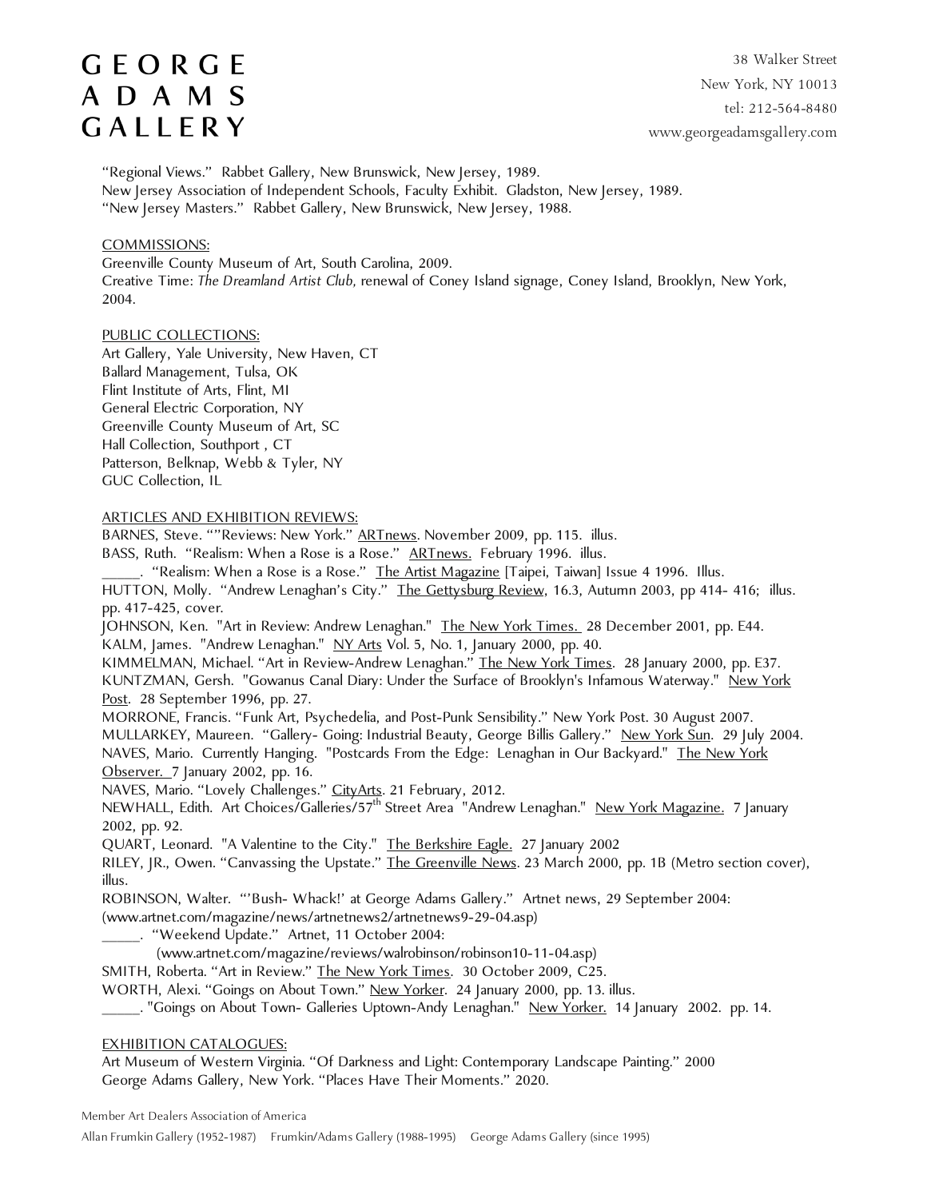"Regional Views." Rabbet Gallery, New Brunswick, New Jersey, 1989.
New Jersey Association of Independent Schools, Faculty Exhibit. Gladston, New Jersey, 1989.
"New Jersey Masters." Rabbet Gallery, New Brunswick, New Jersey, 1988.

COMMISSIONS:

Greenville County Museum of Art, South Carolina, 2009.
Creative Time: *The Dreamland Artist Club,* renewal of Coney Island signage, Coney Island, Brooklyn, New York, 2004.

PUBLIC COLLECTIONS:

Art Gallery, Yale University, New Haven, CT
Ballard Management, Tulsa, OK
Flint Institute of Arts, Flint, MI
General Electric Corporation, NY
Greenville County Museum of Art, SC
Hall Collection, Southport , CT
Patterson, Belknap, Webb & Tyler, NY
GUC Collection, IL

ARTICLES AND EXHIBITION REVIEWS:

BARNES, Steve. ""Reviews: New York." ARTnews. November 2009, pp. 115. illus.
BASS, Ruth. "Realism: When a Rose is a Rose." ARTnews. February 1996. illus.
_____. "Realism: When a Rose is a Rose." The Artist Magazine [Taipei, Taiwan] Issue 4 1996. Illus.
HUTTON, Molly. "Andrew Lenaghan's City." The Gettysburg Review, 16.3, Autumn 2003, pp 414- 416; illus. pp. 417-425, cover.
JOHNSON, Ken. "Art in Review: Andrew Lenaghan." The New York Times. 28 December 2001, pp. E44.
KALM, James. "Andrew Lenaghan." NY Arts Vol. 5, No. 1, January 2000, pp. 40.
KIMMELMAN, Michael. "Art in Review-Andrew Lenaghan." The New York Times. 28 January 2000, pp. E37.
KUNTZMAN, Gersh. "Gowanus Canal Diary: Under the Surface of Brooklyn's Infamous Waterway." New York Post. 28 September 1996, pp. 27.
MORRONE, Francis. "Funk Art, Psychedelia, and Post-Punk Sensibility." New York Post. 30 August 2007.
MULLARKEY, Maureen. "Gallery- Going: Industrial Beauty, George Billis Gallery." New York Sun. 29 July 2004.
NAVES, Mario. Currently Hanging. "Postcards From the Edge: Lenaghan in Our Backyard." The New York Observer. 7 January 2002, pp. 16.
NAVES, Mario. "Lovely Challenges." CityArts. 21 February, 2012.
NEWHALL, Edith. Art Choices/Galleries/57th Street Area "Andrew Lenaghan." New York Magazine. 7 January 2002, pp. 92.
QUART, Leonard. "A Valentine to the City." The Berkshire Eagle. 27 January 2002
RILEY, JR., Owen. "Canvassing the Upstate." The Greenville News. 23 March 2000, pp. 1B (Metro section cover), illus.
ROBINSON, Walter. "'Bush- Whack!' at George Adams Gallery." Artnet news, 29 September 2004: (www.artnet.com/magazine/news/artnetnews2/artnetnews9-29-04.asp)
_____. "Weekend Update." Artnet, 11 October 2004: (www.artnet.com/magazine/reviews/walrobinson/robinson10-11-04.asp)
SMITH, Roberta. "Art in Review." The New York Times. 30 October 2009, C25.
WORTH, Alexi. "Goings on About Town." New Yorker. 24 January 2000, pp. 13. illus.
_____. "Goings on About Town- Galleries Uptown-Andy Lenaghan." New Yorker. 14 January 2002. pp. 14.

EXHIBITION CATALOGUES:

Art Museum of Western Virginia. "Of Darkness and Light: Contemporary Landscape Painting." 2000
George Adams Gallery, New York. "Places Have Their Moments." 2020.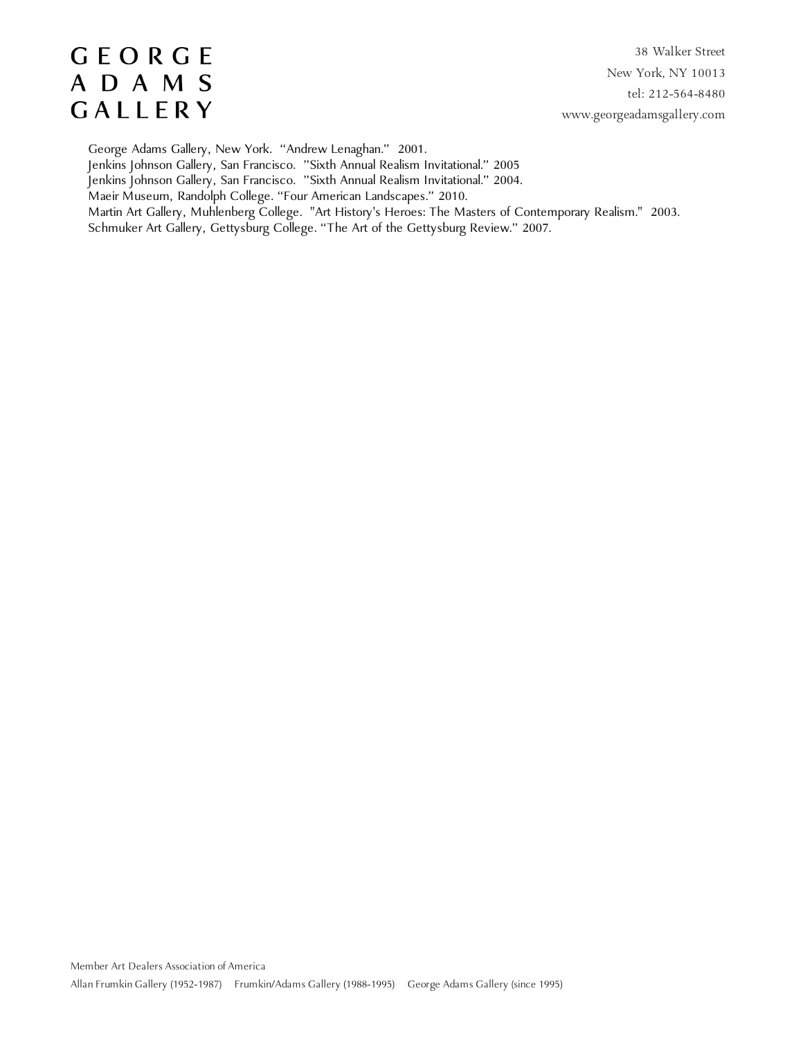George Adams Gallery, New York. "Andrew Lenaghan." 2001.
Jenkins Johnson Gallery, San Francisco. "Sixth Annual Realism Invitational." 2005
Jenkins Johnson Gallery, San Francisco. "Sixth Annual Realism Invitational." 2004.
Maeir Museum, Randolph College. "Four American Landscapes." 2010.
Martin Art Gallery, Muhlenberg College. "Art History's Heroes: The Masters of Contemporary Realism." 2003.
Schmuker Art Gallery, Gettysburg College. "The Art of the Gettysburg Review." 2007.